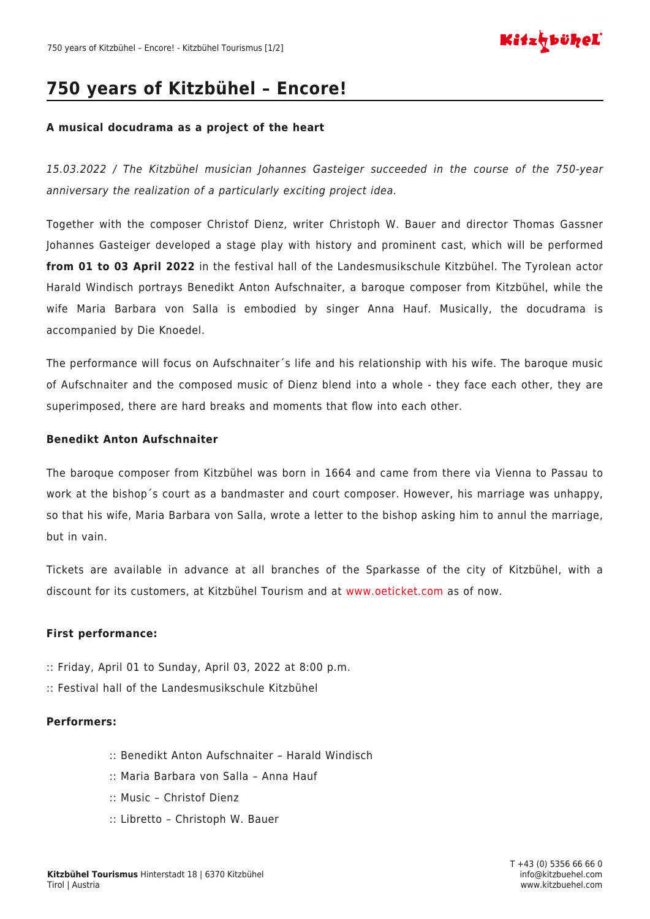# 750 years of Kitzbühel – Encore!

**A musical docudrama as a project of the heart**

*15.03.2022 / The Kitzbühel musician Johannes Gasteiger succeeded in the course of the 750-year anniversary the realization of a particularly exciting project idea.*

Together with the composer Christof Dienz, writer Christoph W. Bauer and director Thomas Gassner Johannes Gasteiger developed a stage play with history and prominent cast, which will be performed **from 01 to 03 April 2022** in the festival hall of the Landesmusikschule Kitzbühel. The Tyrolean actor Harald Windisch portrays Benedikt Anton Aufschnaiter, a baroque composer from Kitzbühel, while the wife Maria Barbara von Salla is embodied by singer Anna Hauf. Musically, the docudrama is accompanied by Die Knoedel.

The performance will focus on Aufschnaiter´s life and his relationship with his wife. The baroque music of Aufschnaiter and the composed music of Dienz blend into a whole - they face each other, they are superimposed, there are hard breaks and moments that flow into each other.

**Benedikt Anton Aufschnaiter**

The baroque composer from Kitzbühel was born in 1664 and came from there via Vienna to Passau to work at the bishop´s court as a bandmaster and court composer. However, his marriage was unhappy, so that his wife, Maria Barbara von Salla, wrote a letter to the bishop asking him to annul the marriage, but in vain.

Tickets are available in advance at all branches of the Sparkasse of the city of Kitzbühel, with a discount for its customers, at Kitzbühel Tourism and at www.oeticket.com as of now.

**First performance:**

:: Friday, April 01 to Sunday, April 03, 2022 at 8:00 p.m.

:: Festival hall of the Landesmusikschule Kitzbühel

**Performers:**

:: Benedikt Anton Aufschnaiter – Harald Windisch

:: Maria Barbara von Salla – Anna Hauf

:: Music – Christof Dienz

:: Libretto – Christoph W. Bauer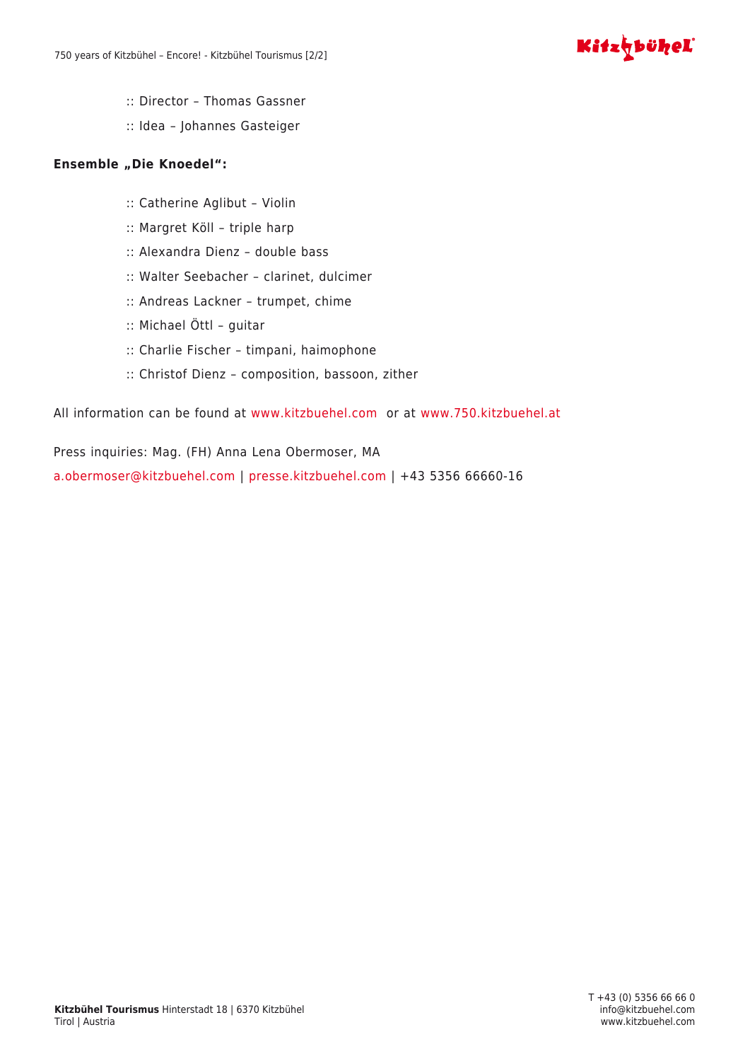:: Director – Thomas Gassner

:: Idea – Johannes Gasteiger

**Ensemble „Die Knoedel":**

:: Catherine Aglibut – Violin

:: Margret Köll – triple harp

:: Alexandra Dienz – double bass

:: Walter Seebacher – clarinet, dulcimer

:: Andreas Lackner – trumpet, chime

:: Michael Öttl – guitar

:: Charlie Fischer – timpani, haimophone

:: Christof Dienz – composition, bassoon, zither

All information can be found at www.kitzbuehel.com or at www.750.kitzbuehel.at

Press inquiries: Mag. (FH) Anna Lena Obermoser, MA

a.obermoser@kitzbuehel.com | presse.kitzbuehel.com | +43 5356 66660-16

**Kitzbühel Tourismus** Hinterstadt 18 | 6370 Kitzbühel
Tirol | Austria

T +43 (0) 5356 66 66 0
info@kitzbuehel.com
www.kitzbuehel.com